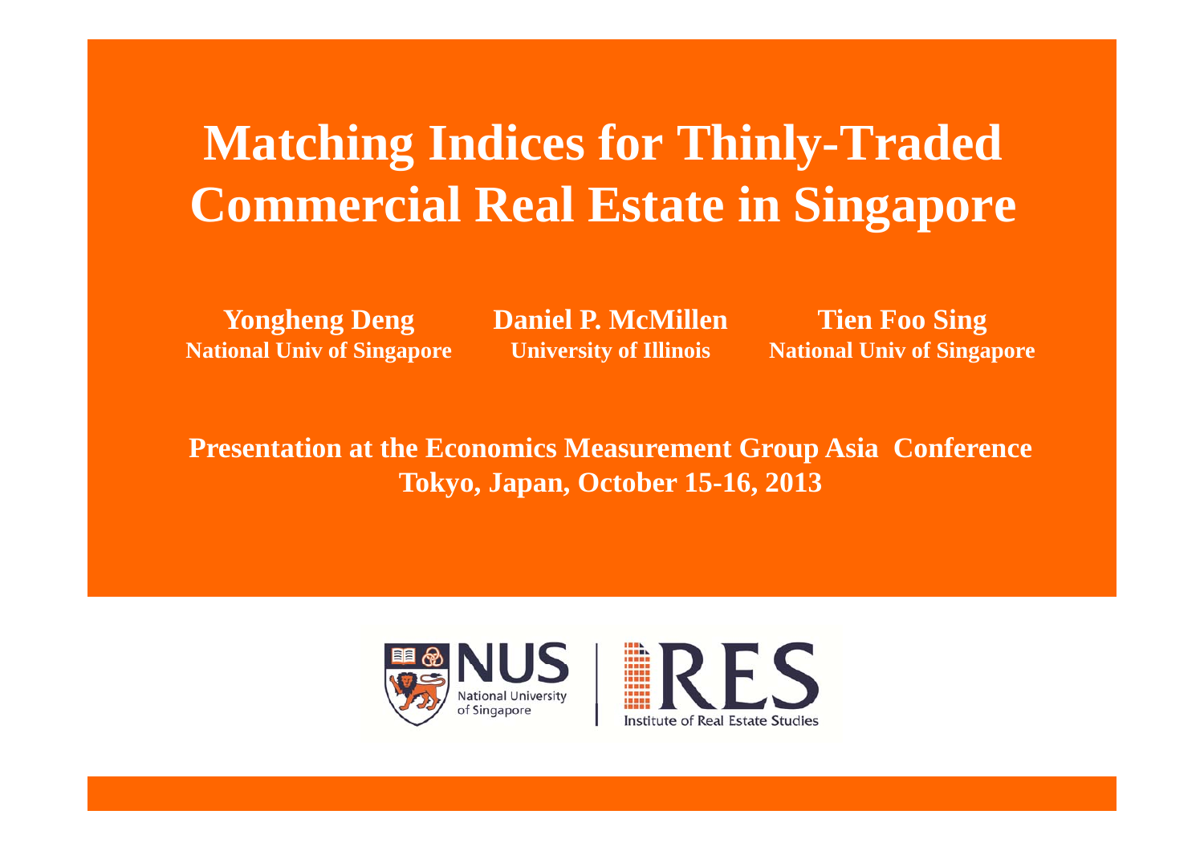# Matching Indices for Thinly-Traded Commercial Real Estate in Singapore

**Yongheng Deng**
**National Univ of Singapore**

**Daniel P. McMillen**
**University of Illinois**

**Tien Foo Sing**
**National Univ of Singapore**

**Presentation at the Economics Measurement Group Asia Conference**
**Tokyo, Japan, October 15-16, 2013**

NUS National University of Singapore | IRES Institute of Real Estate Studies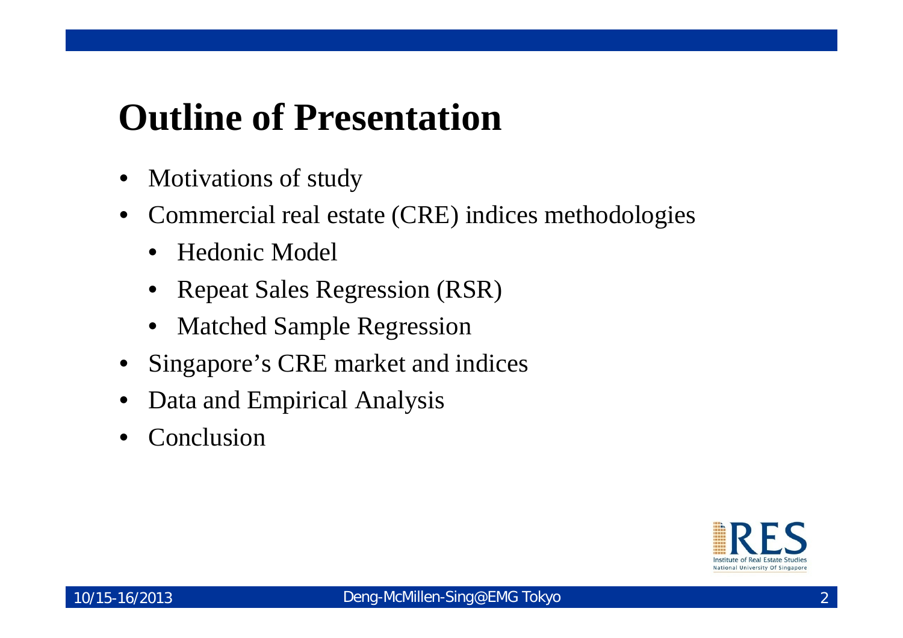# Outline of Presentation

- Motivations of study
- Commercial real estate (CRE) indices methodologies
  - Hedonic Model
  - Repeat Sales Regression (RSR)
  - Matched Sample Regression
- Singapore's CRE market and indices
- Data and Empirical Analysis
- Conclusion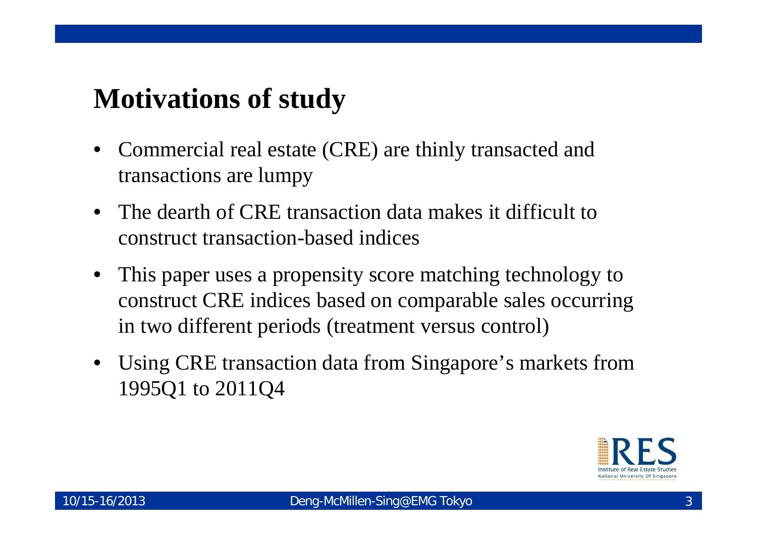# Motivations of study

- Commercial real estate (CRE) are thinly transacted and transactions are lumpy
- The dearth of CRE transaction data makes it difficult to construct transaction-based indices
- This paper uses a propensity score matching technology to construct CRE indices based on comparable sales occurring in two different periods (treatment versus control)
- Using CRE transaction data from Singapore's markets from 1995Q1 to 2011Q4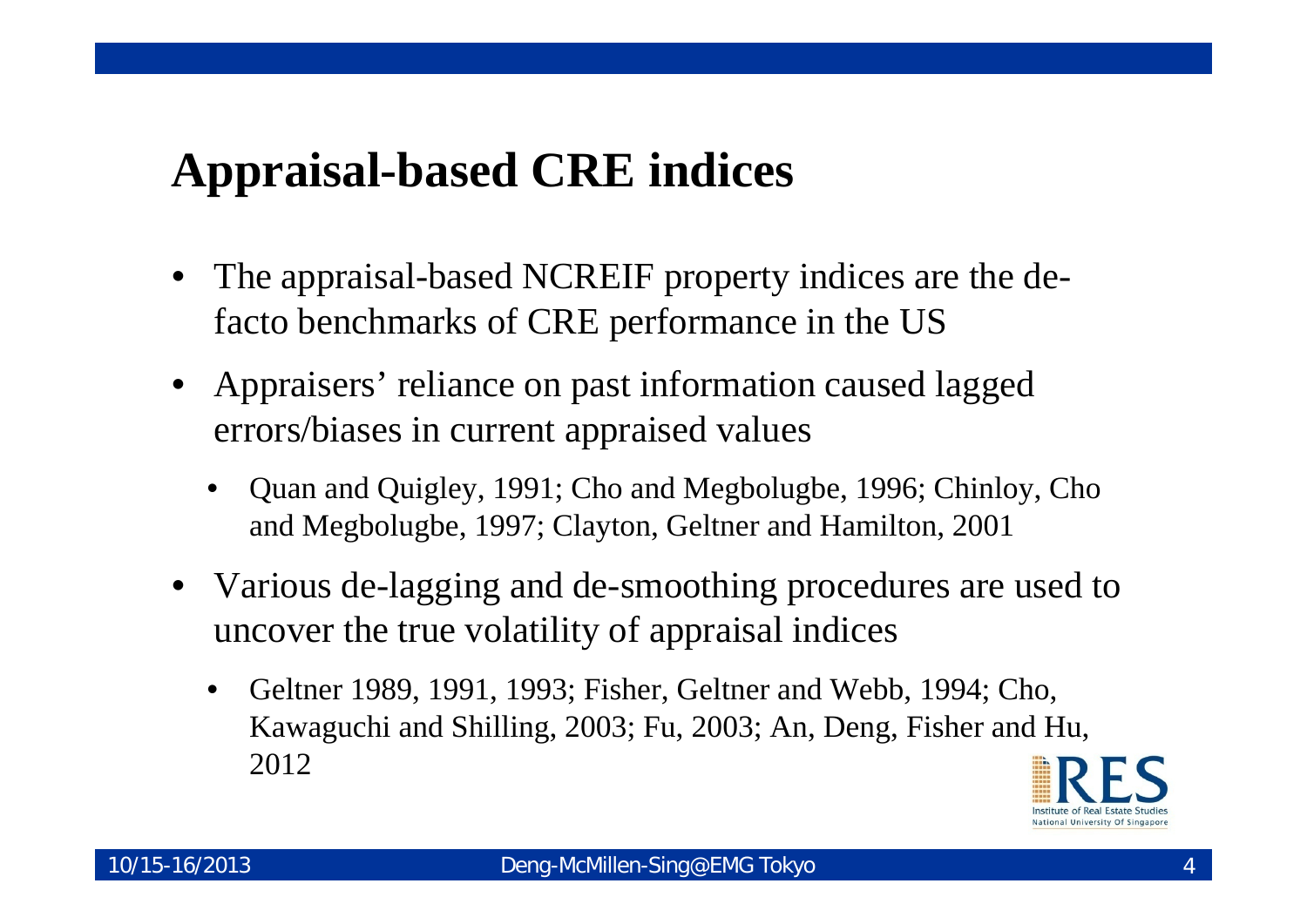# Appraisal-based CRE indices

- The appraisal-based NCREIF property indices are the de-facto benchmarks of CRE performance in the US
- Appraisers' reliance on past information caused lagged errors/biases in current appraised values
  - Quan and Quigley, 1991; Cho and Megbolugbe, 1996; Chinloy, Cho and Megbolugbe, 1997; Clayton, Geltner and Hamilton, 2001
- Various de-lagging and de-smoothing procedures are used to uncover the true volatility of appraisal indices
  - Geltner 1989, 1991, 1993; Fisher, Geltner and Webb, 1994; Cho, Kawaguchi and Shilling, 2003; Fu, 2003; An, Deng, Fisher and Hu, 2012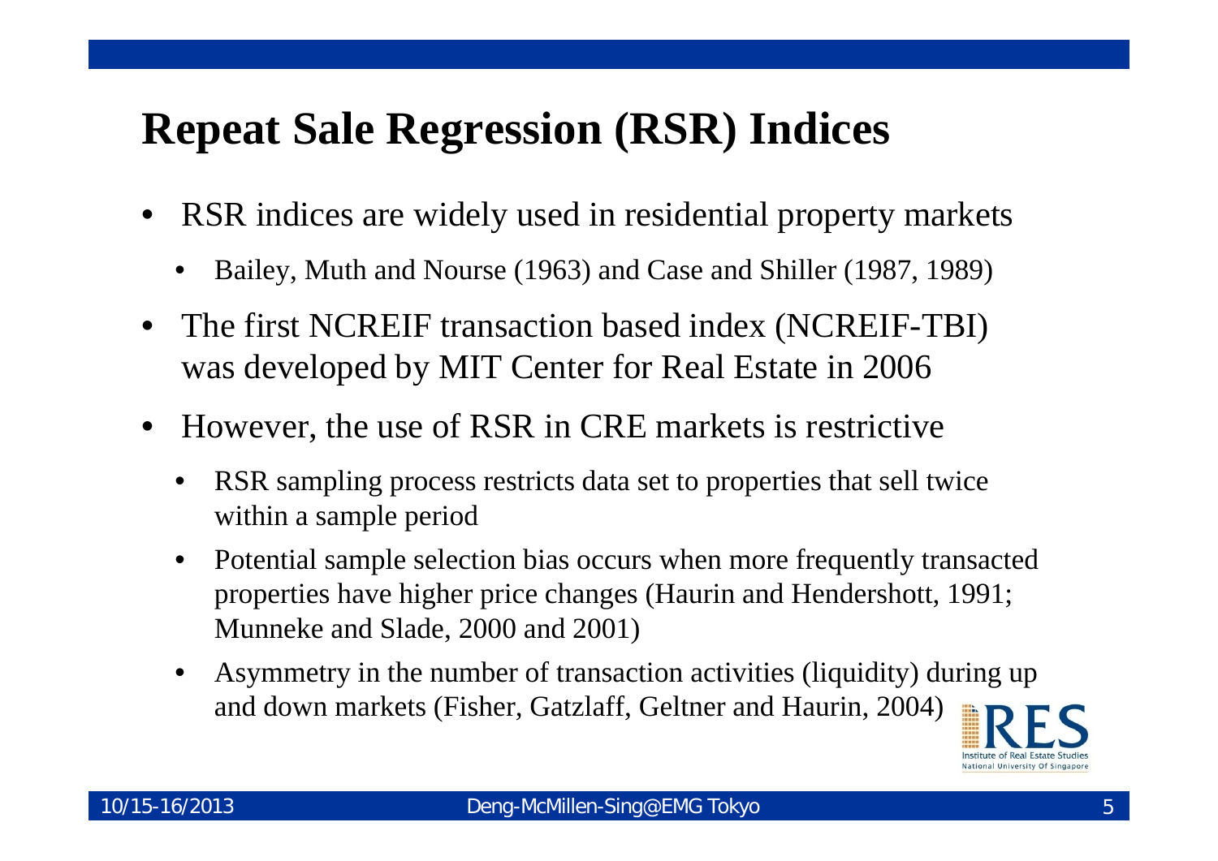# Repeat Sale Regression (RSR) Indices

- RSR indices are widely used in residential property markets
  - Bailey, Muth and Nourse (1963) and Case and Shiller (1987, 1989)
- The first NCREIF transaction based index (NCREIF-TBI) was developed by MIT Center for Real Estate in 2006
- However, the use of RSR in CRE markets is restrictive
  - RSR sampling process restricts data set to properties that sell twice within a sample period
  - Potential sample selection bias occurs when more frequently transacted properties have higher price changes (Haurin and Hendershott, 1991; Munneke and Slade, 2000 and 2001)
  - Asymmetry in the number of transaction activities (liquidity) during up and down markets (Fisher, Gatzlaff, Geltner and Haurin, 2004)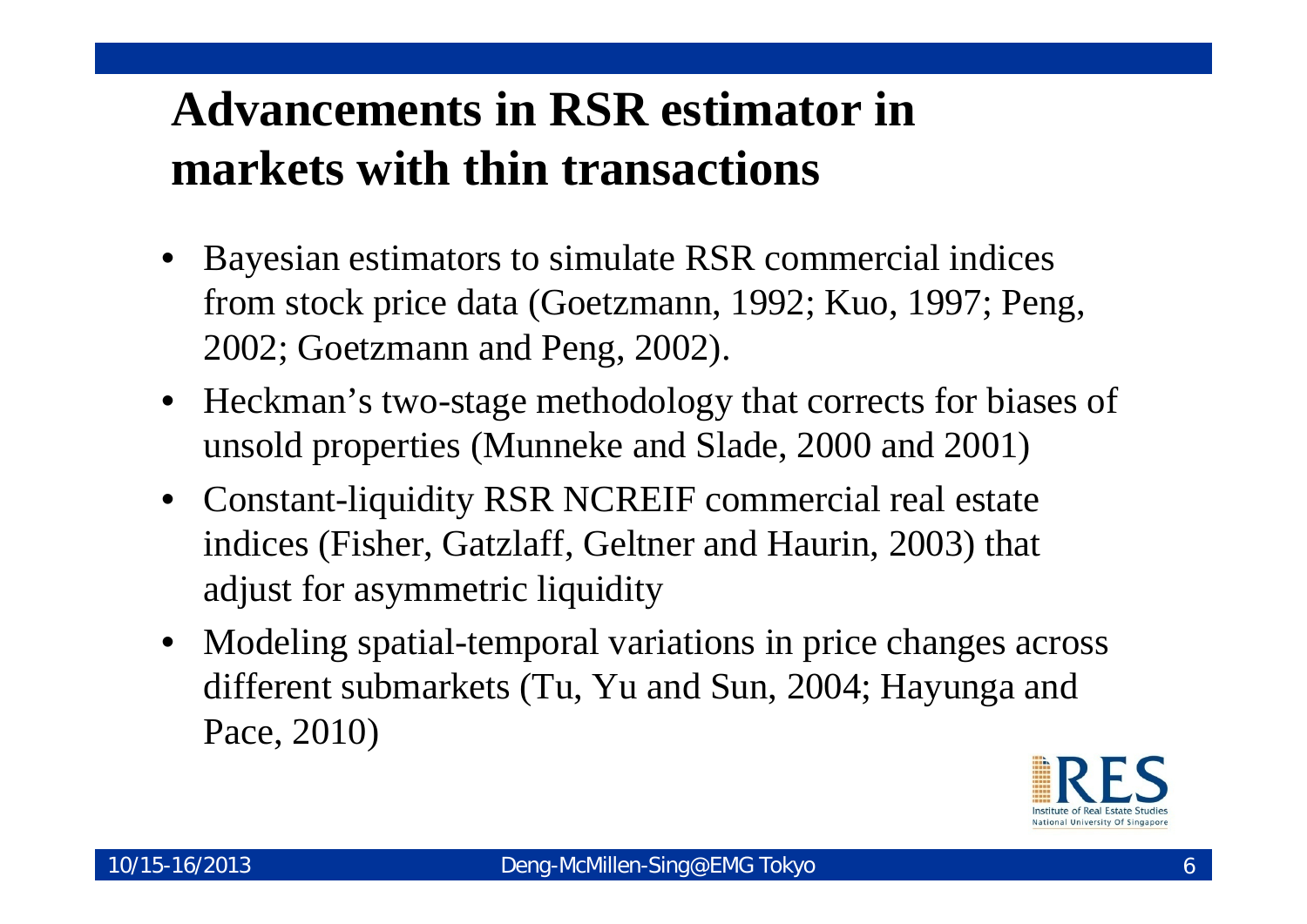# Advancements in RSR estimator in markets with thin transactions

- Bayesian estimators to simulate RSR commercial indices from stock price data (Goetzmann, 1992; Kuo, 1997; Peng, 2002; Goetzmann and Peng, 2002).
- Heckman's two-stage methodology that corrects for biases of unsold properties (Munneke and Slade, 2000 and 2001)
- Constant-liquidity RSR NCREIF commercial real estate indices (Fisher, Gatzlaff, Geltner and Haurin, 2003) that adjust for asymmetric liquidity
- Modeling spatial-temporal variations in price changes across different submarkets (Tu, Yu and Sun, 2004; Hayunga and Pace, 2010)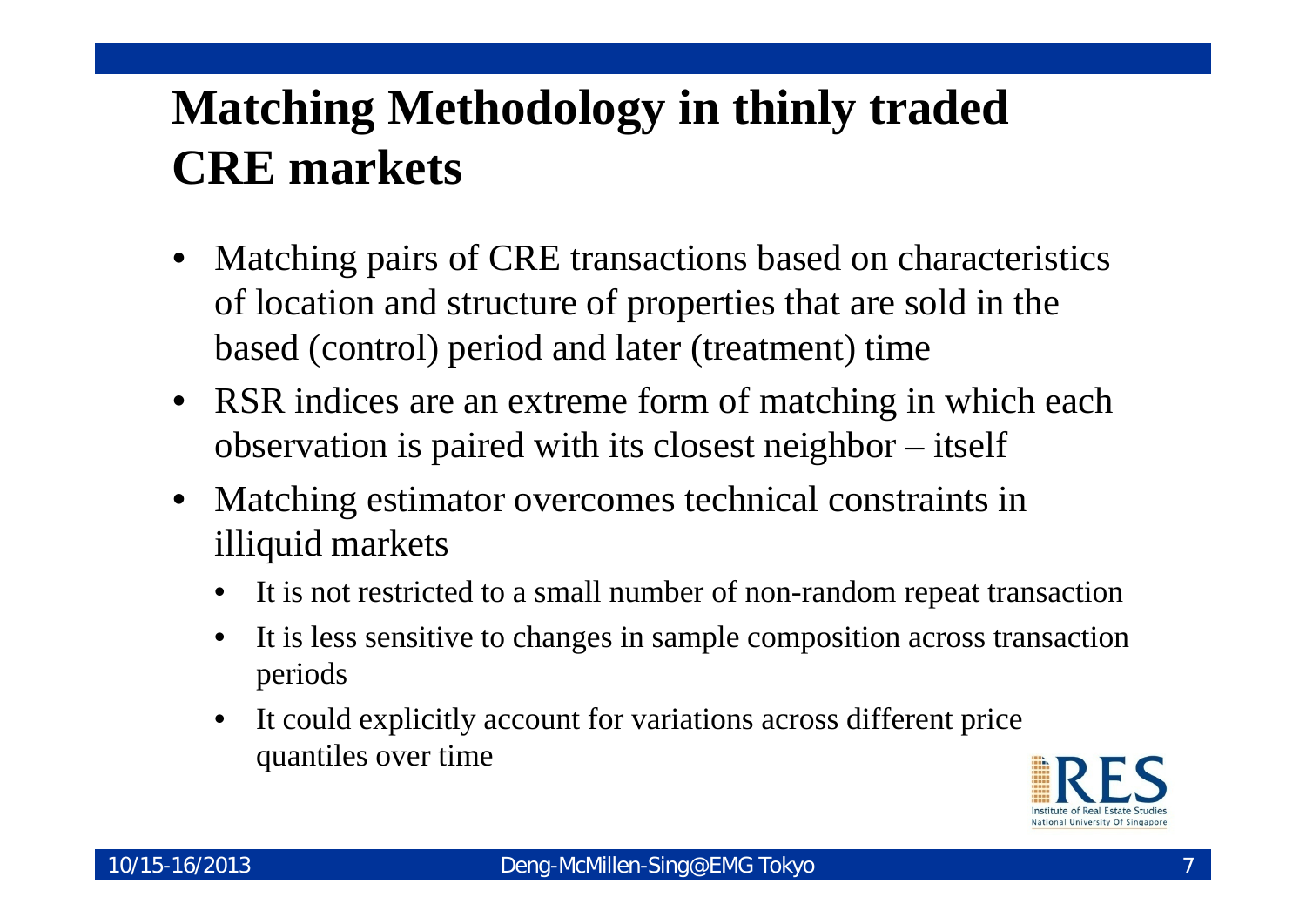# Matching Methodology in thinly traded CRE markets

- Matching pairs of CRE transactions based on characteristics of location and structure of properties that are sold in the based (control) period and later (treatment) time
- RSR indices are an extreme form of matching in which each observation is paired with its closest neighbor – itself
- Matching estimator overcomes technical constraints in illiquid markets
  - It is not restricted to a small number of non-random repeat transaction
  - It is less sensitive to changes in sample composition across transaction periods
  - It could explicitly account for variations across different price quantiles over time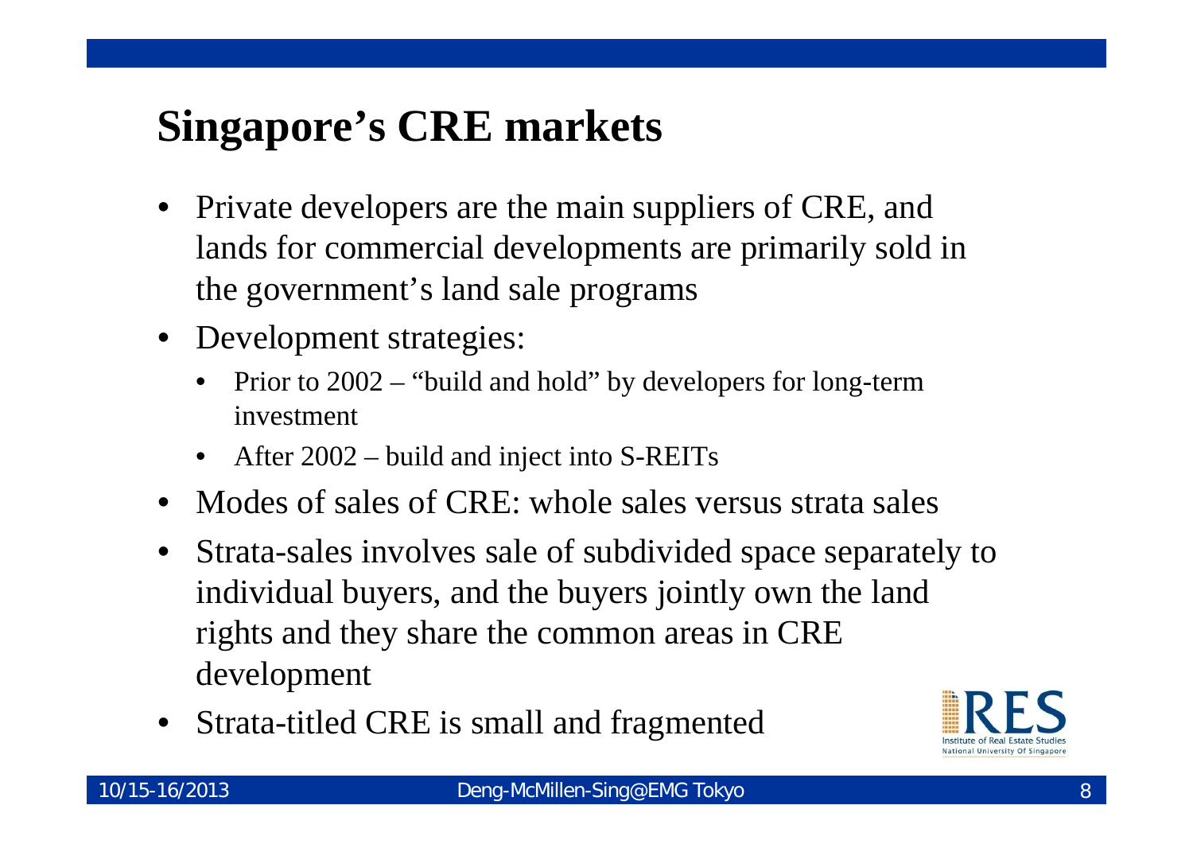# Singapore's CRE markets

- Private developers are the main suppliers of CRE, and lands for commercial developments are primarily sold in the government's land sale programs
- Development strategies:
  - Prior to 2002 – "build and hold" by developers for long-term investment
  - After 2002 – build and inject into S-REITs
- Modes of sales of CRE: whole sales versus strata sales
- Strata-sales involves sale of subdivided space separately to individual buyers, and the buyers jointly own the land rights and they share the common areas in CRE development
- Strata-titled CRE is small and fragmented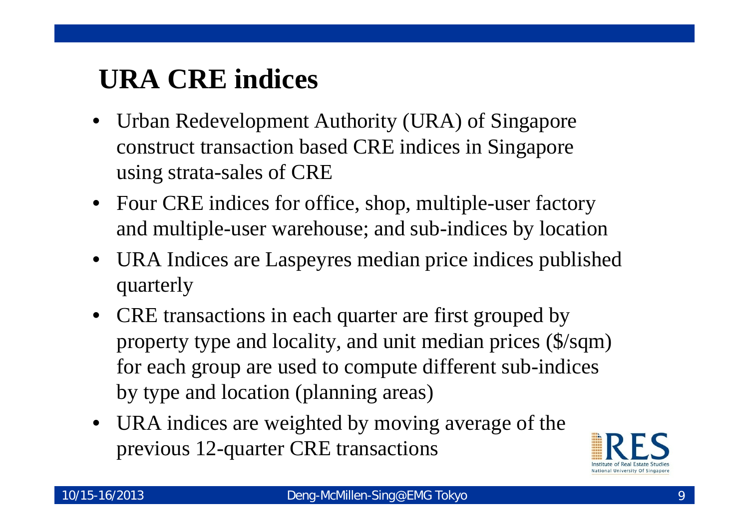# URA CRE indices

- Urban Redevelopment Authority (URA) of Singapore construct transaction based CRE indices in Singapore using strata-sales of CRE
- Four CRE indices for office, shop, multiple-user factory and multiple-user warehouse; and sub-indices by location
- URA Indices are Laspeyres median price indices published quarterly
- CRE transactions in each quarter are first grouped by property type and locality, and unit median prices ($/sqm) for each group are used to compute different sub-indices by type and location (planning areas)
- URA indices are weighted by moving average of the previous 12-quarter CRE transactions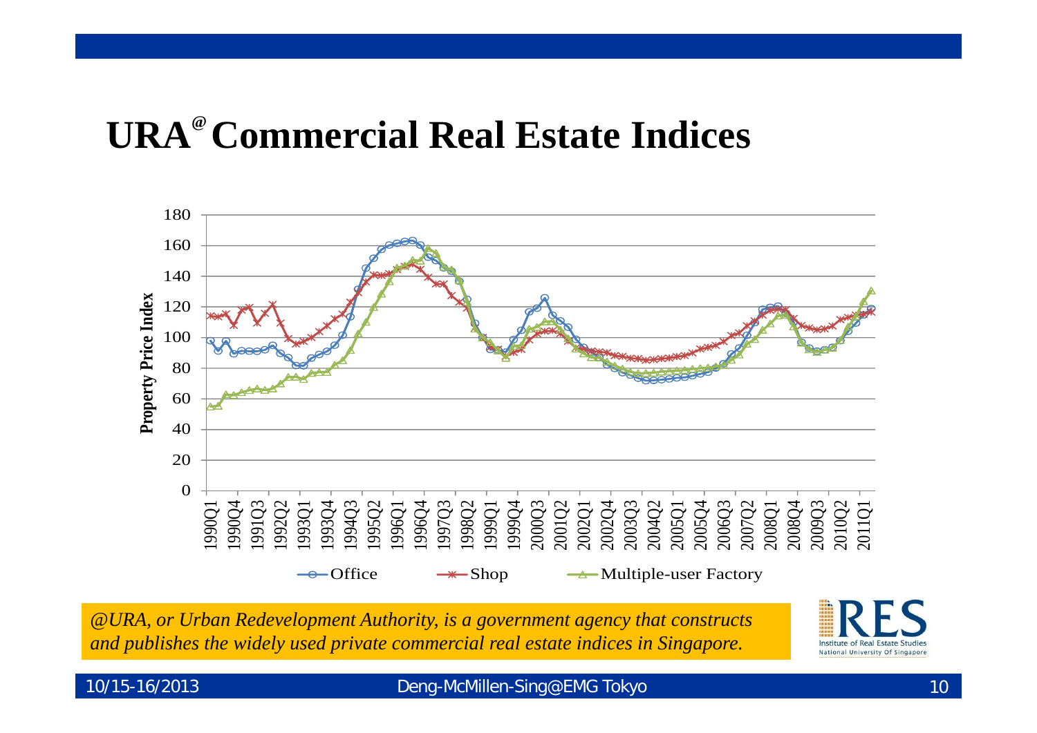# URA[@] Commercial Real Estate Indices

*@URA, or Urban Redevelopment Authority, is a government agency that constructs and publishes the widely used private commercial real estate indices in Singapore.*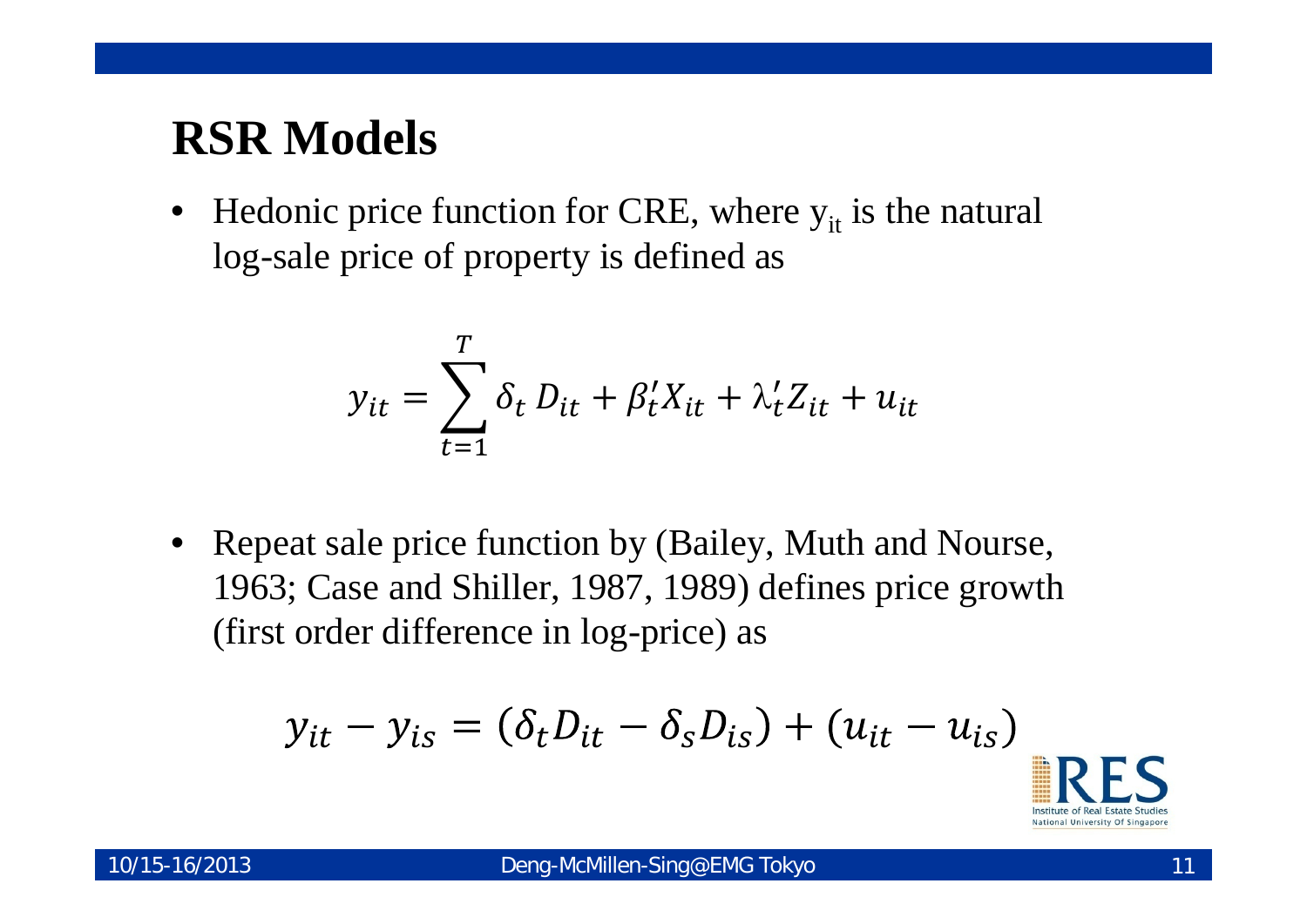# RSR Models

- Hedonic price function for CRE, where $y_{it}$ is the natural log-sale price of property is defined as

$$y_{it} = \sum_{t=1}^{T} \delta_t D_{it} + \beta_t' X_{it} + \lambda_t' Z_{it} + u_{it}$$

- Repeat sale price function by (Bailey, Muth and Nourse, 1963; Case and Shiller, 1987, 1989) defines price growth (first order difference in log-price) as

$$y_{it} - y_{is} = (\delta_t D_{it} - \delta_s D_{is}) + (u_{it} - u_{is})$$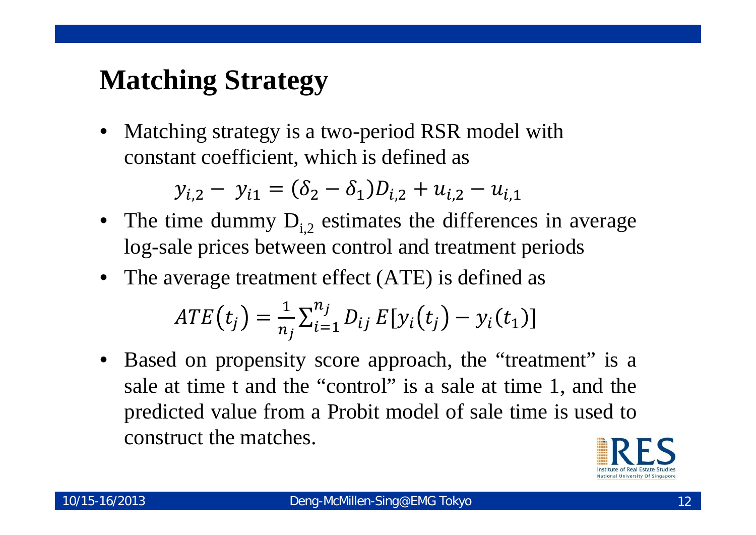# Matching Strategy

- Matching strategy is a two-period RSR model with constant coefficient, which is defined as

$$y_{i,2} - y_{i1} = (\delta_2 - \delta_1)D_{i,2} + u_{i,2} - u_{i,1}$$

- The time dummy $D_{i,2}$ estimates the differences in average log-sale prices between control and treatment periods
- The average treatment effect (ATE) is defined as

$$ATE(t_j) = \frac{1}{n_j}\sum_{i=1}^{n_j} D_{ij}\, E[y_i(t_j) - y_i(t_1)]$$

- Based on propensity score approach, the "treatment" is a sale at time t and the "control" is a sale at time 1, and the predicted value from a Probit model of sale time is used to construct the matches.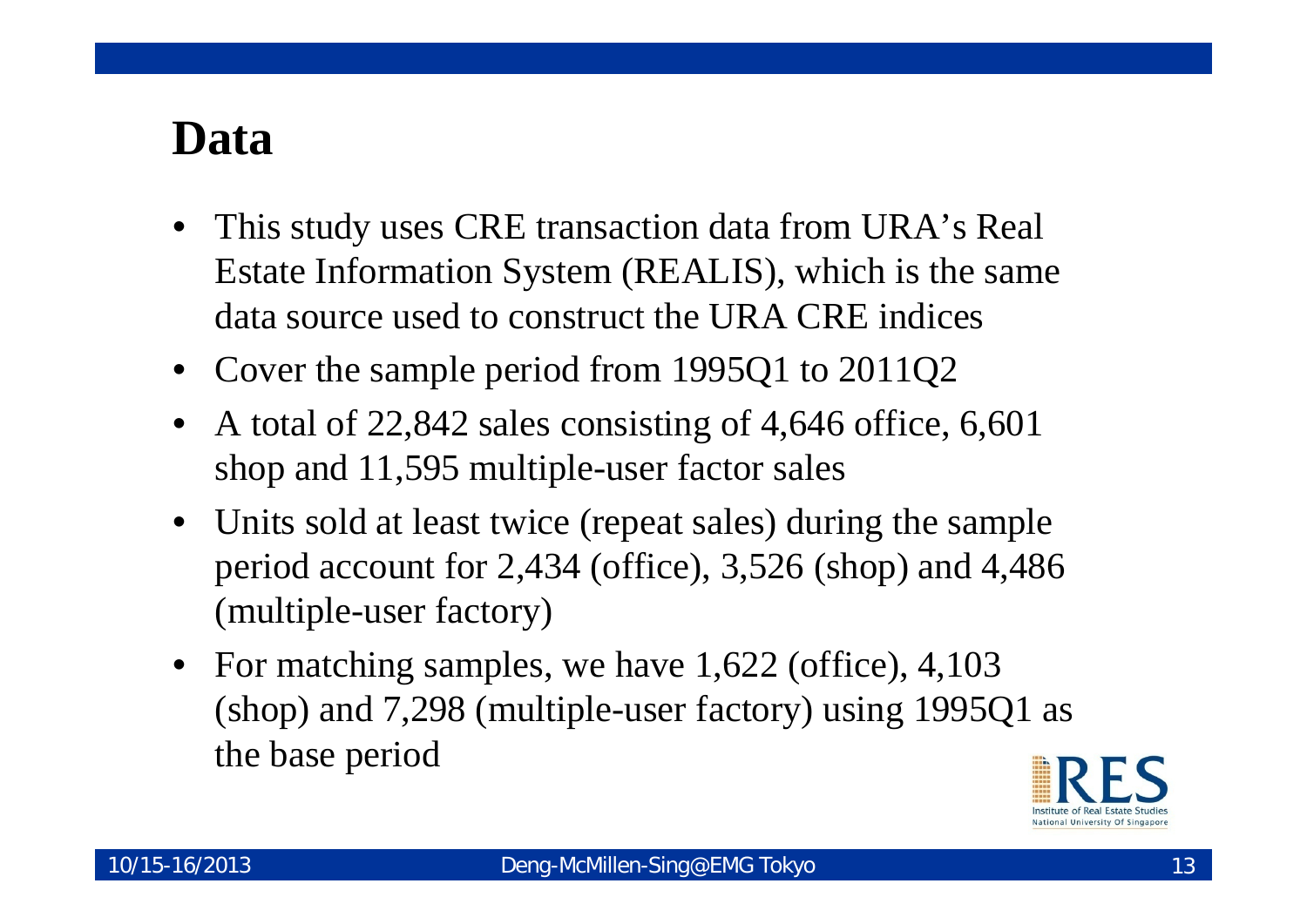# Data

- This study uses CRE transaction data from URA's Real Estate Information System (REALIS), which is the same data source used to construct the URA CRE indices
- Cover the sample period from 1995Q1 to 2011Q2
- A total of 22,842 sales consisting of 4,646 office, 6,601 shop and 11,595 multiple-user factor sales
- Units sold at least twice (repeat sales) during the sample period account for 2,434 (office), 3,526 (shop) and 4,486 (multiple-user factory)
- For matching samples, we have 1,622 (office), 4,103 (shop) and 7,298 (multiple-user factory) using 1995Q1 as the base period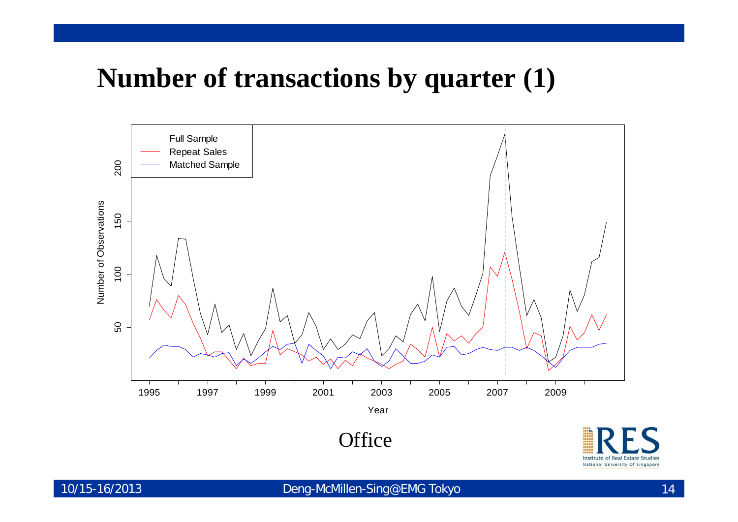# Number of transactions by quarter (1)

Office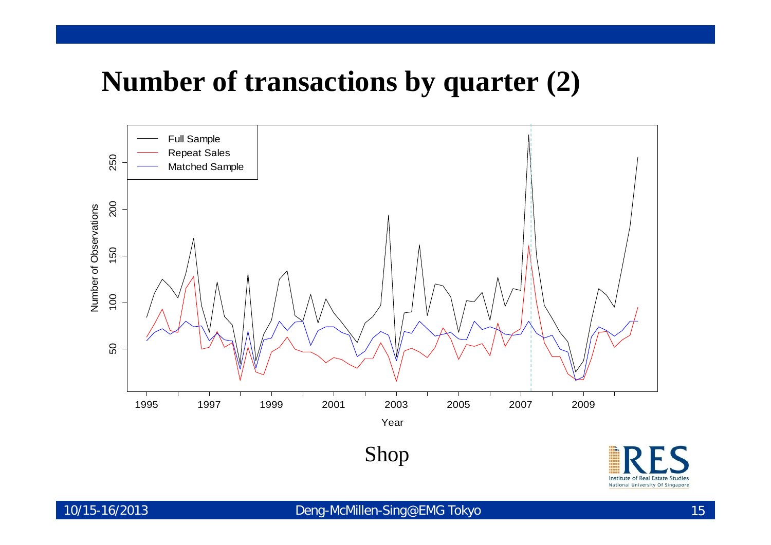# Number of transactions by quarter (2)

Shop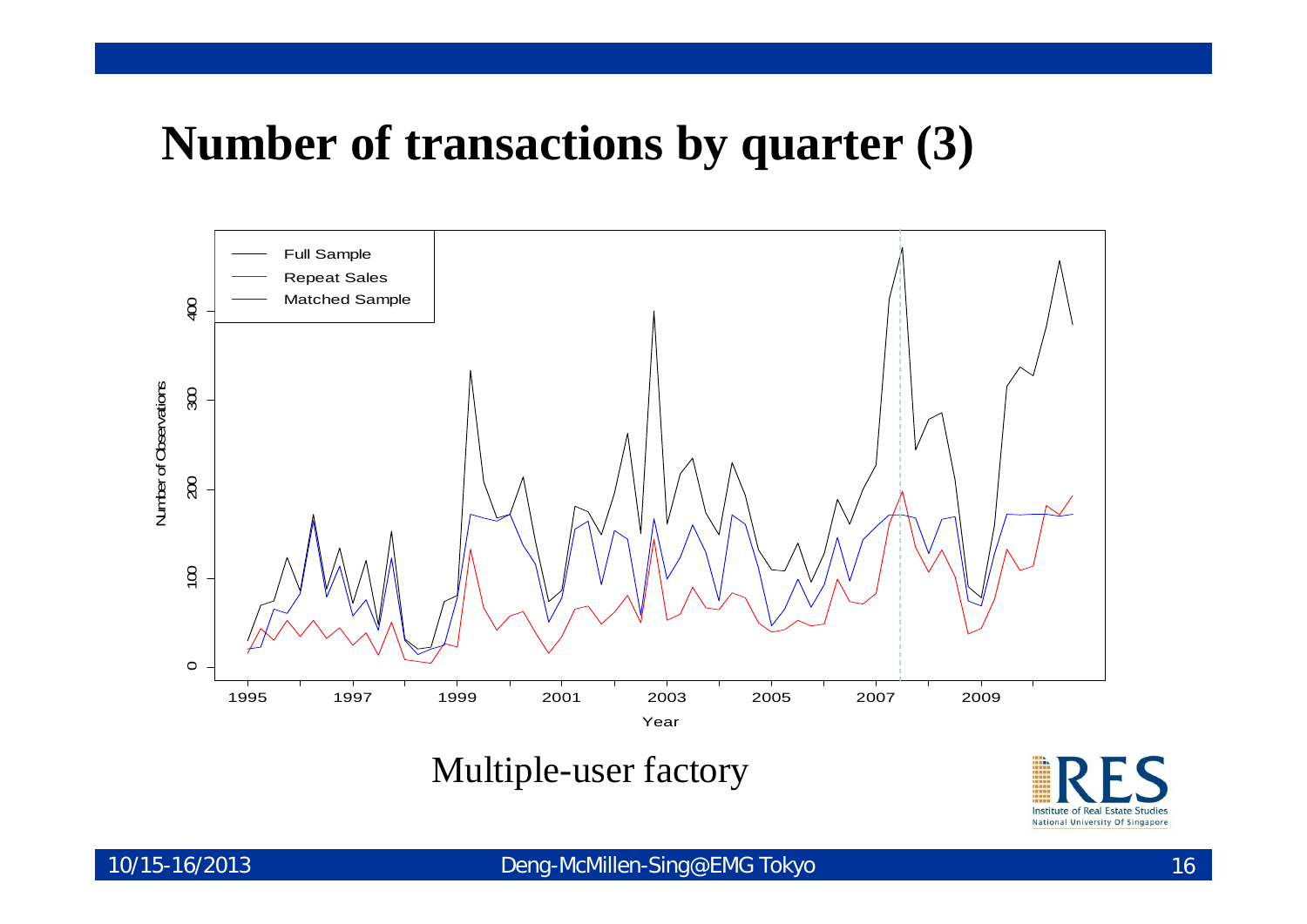# Number of transactions by quarter (3)

Full Sample
Repeat Sales
Matched Sample

Number of Observations

Year

Multiple-user factory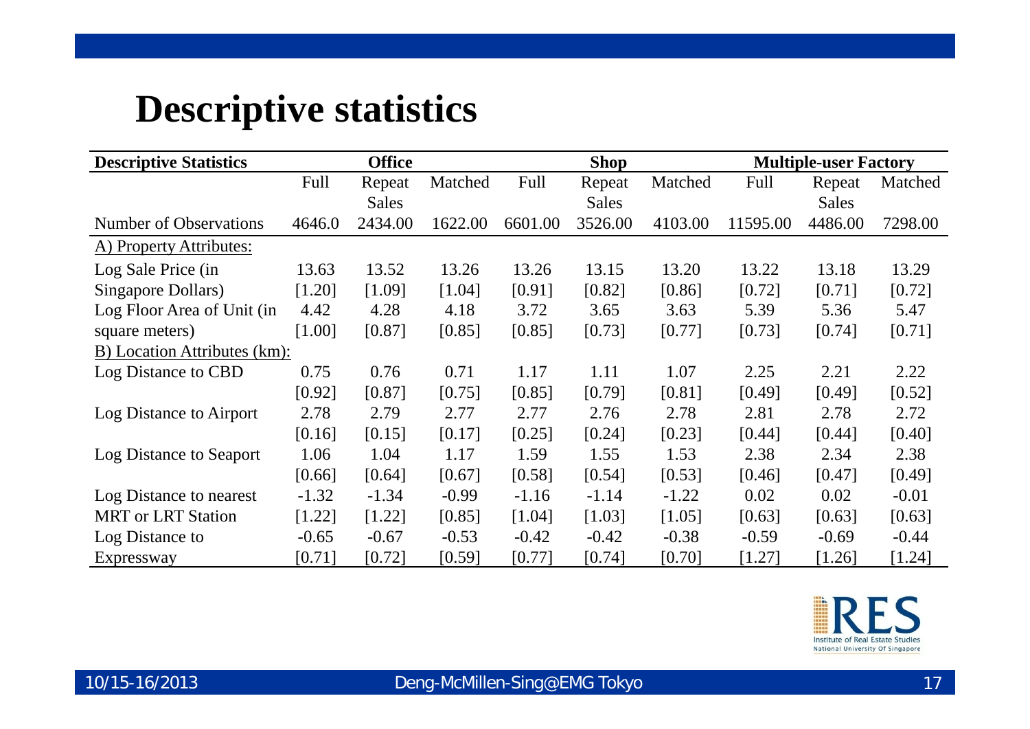# Descriptive statistics

| Descriptive Statistics | Office | | | Shop | | | Multiple-user Factory | | |
|---|---|---|---|---|---|---|---|---|---|
| | Full | Repeat Sales | Matched | Full | Repeat Sales | Matched | Full | Repeat Sales | Matched |
| Number of Observations | 4646.0 | 2434.00 | 1622.00 | 6601.00 | 3526.00 | 4103.00 | 11595.00 | 4486.00 | 7298.00 |
| A) Property Attributes: | | | | | | | | | |
| Log Sale Price (in Singapore Dollars) | 13.63 | 13.52 | 13.26 | 13.26 | 13.15 | 13.20 | 13.22 | 13.18 | 13.29 |
| | [1.20] | [1.09] | [1.04] | [0.91] | [0.82] | [0.86] | [0.72] | [0.71] | [0.72] |
| Log Floor Area of Unit (in square meters) | 4.42 | 4.28 | 4.18 | 3.72 | 3.65 | 3.63 | 5.39 | 5.36 | 5.47 |
| | [1.00] | [0.87] | [0.85] | [0.85] | [0.73] | [0.77] | [0.73] | [0.74] | [0.71] |
| B) Location Attributes (km): | | | | | | | | | |
| Log Distance to CBD | 0.75 | 0.76 | 0.71 | 1.17 | 1.11 | 1.07 | 2.25 | 2.21 | 2.22 |
| | [0.92] | [0.87] | [0.75] | [0.85] | [0.79] | [0.81] | [0.49] | [0.49] | [0.52] |
| Log Distance to Airport | 2.78 | 2.79 | 2.77 | 2.77 | 2.76 | 2.78 | 2.81 | 2.78 | 2.72 |
| | [0.16] | [0.15] | [0.17] | [0.25] | [0.24] | [0.23] | [0.44] | [0.44] | [0.40] |
| Log Distance to Seaport | 1.06 | 1.04 | 1.17 | 1.59 | 1.55 | 1.53 | 2.38 | 2.34 | 2.38 |
| | [0.66] | [0.64] | [0.67] | [0.58] | [0.54] | [0.53] | [0.46] | [0.47] | [0.49] |
| Log Distance to nearest MRT or LRT Station | -1.32 | -1.34 | -0.99 | -1.16 | -1.14 | -1.22 | 0.02 | 0.02 | -0.01 |
| | [1.22] | [1.22] | [0.85] | [1.04] | [1.03] | [1.05] | [0.63] | [0.63] | [0.63] |
| Log Distance to Expressway | -0.65 | -0.67 | -0.53 | -0.42 | -0.42 | -0.38 | -0.59 | -0.69 | -0.44 |
| | [0.71] | [0.72] | [0.59] | [0.77] | [0.74] | [0.70] | [1.27] | [1.26] | [1.24] |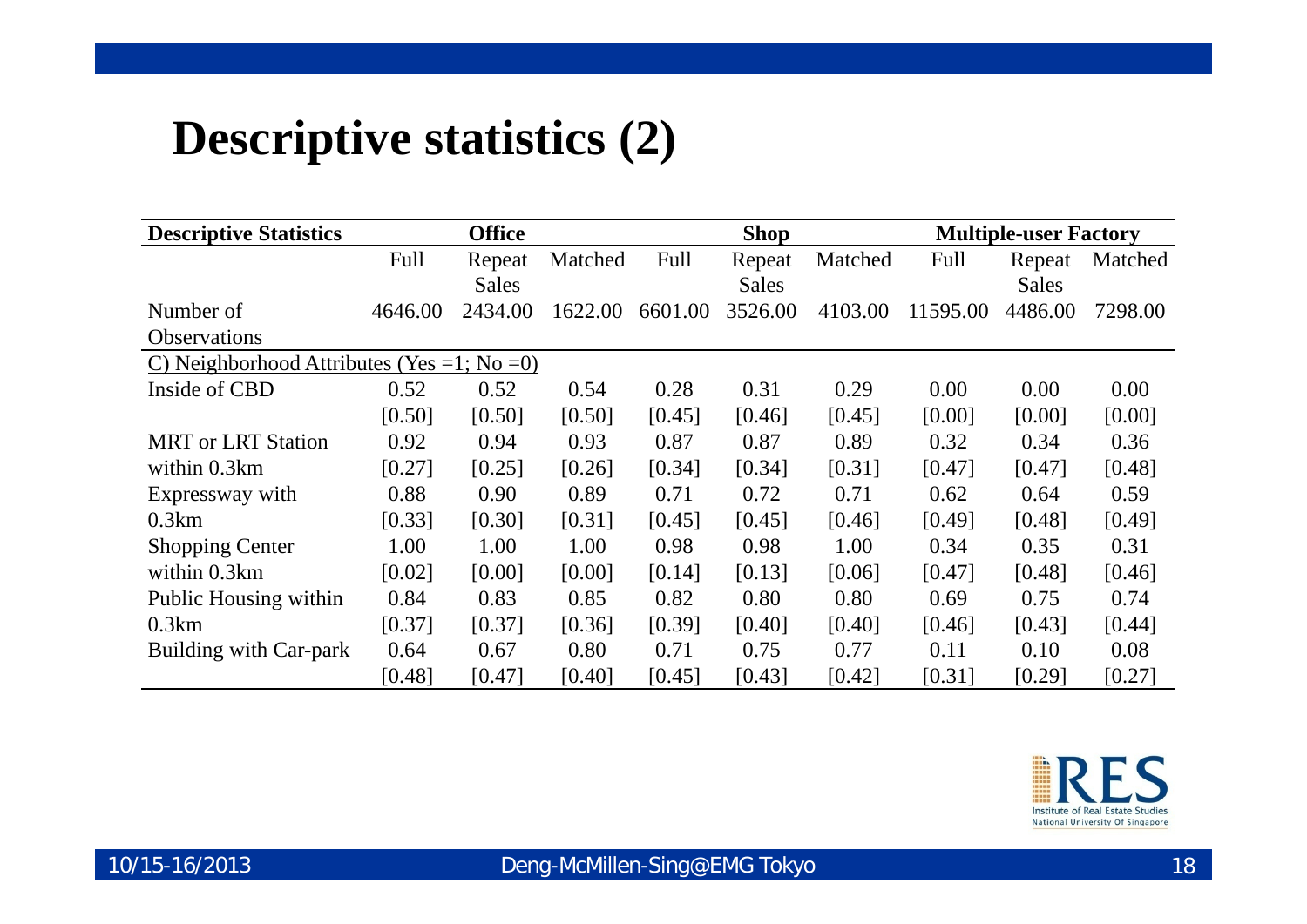# Descriptive statistics (2)

| Descriptive Statistics | Office | | | Shop | | | Multiple-user Factory | | |
|---|---|---|---|---|---|---|---|---|---|
| | Full | Repeat Sales | Matched | Full | Repeat Sales | Matched | Full | Repeat Sales | Matched |
| Number of Observations | 4646.00 | 2434.00 | 1622.00 | 6601.00 | 3526.00 | 4103.00 | 11595.00 | 4486.00 | 7298.00 |
| C) Neighborhood Attributes (Yes =1; No =0) | | | | | | | | | |
| Inside of CBD | 0.52 | 0.52 | 0.54 | 0.28 | 0.31 | 0.29 | 0.00 | 0.00 | 0.00 |
| | [0.50] | [0.50] | [0.50] | [0.45] | [0.46] | [0.45] | [0.00] | [0.00] | [0.00] |
| MRT or LRT Station within 0.3km | 0.92 | 0.94 | 0.93 | 0.87 | 0.87 | 0.89 | 0.32 | 0.34 | 0.36 |
| | [0.27] | [0.25] | [0.26] | [0.34] | [0.34] | [0.31] | [0.47] | [0.47] | [0.48] |
| Expressway with 0.3km | 0.88 | 0.90 | 0.89 | 0.71 | 0.72 | 0.71 | 0.62 | 0.64 | 0.59 |
| | [0.33] | [0.30] | [0.31] | [0.45] | [0.45] | [0.46] | [0.49] | [0.48] | [0.49] |
| Shopping Center within 0.3km | 1.00 | 1.00 | 1.00 | 0.98 | 0.98 | 1.00 | 0.34 | 0.35 | 0.31 |
| | [0.02] | [0.00] | [0.00] | [0.14] | [0.13] | [0.06] | [0.47] | [0.48] | [0.46] |
| Public Housing within 0.3km | 0.84 | 0.83 | 0.85 | 0.82 | 0.80 | 0.80 | 0.69 | 0.75 | 0.74 |
| | [0.37] | [0.37] | [0.36] | [0.39] | [0.40] | [0.40] | [0.46] | [0.43] | [0.44] |
| Building with Car-park | 0.64 | 0.67 | 0.80 | 0.71 | 0.75 | 0.77 | 0.11 | 0.10 | 0.08 |
| | [0.48] | [0.47] | [0.40] | [0.45] | [0.43] | [0.42] | [0.31] | [0.29] | [0.27] |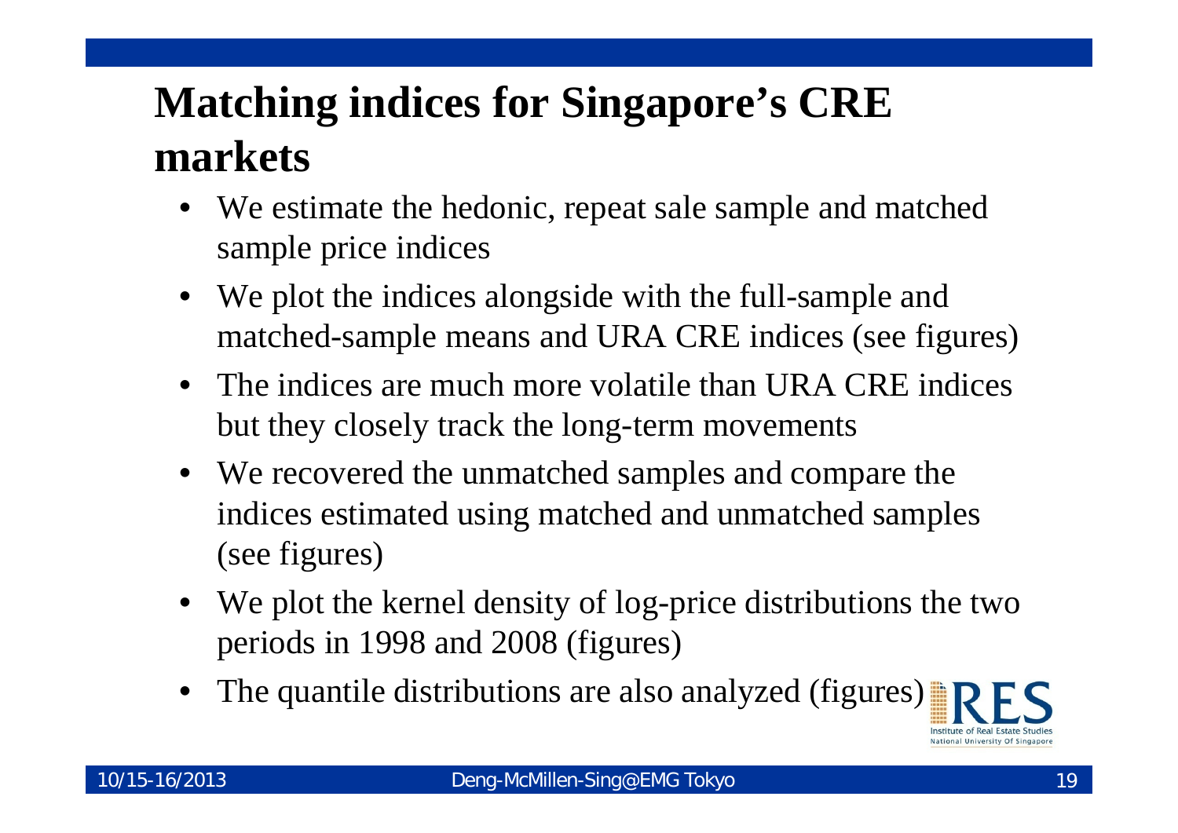# Matching indices for Singapore's CRE markets

- We estimate the hedonic, repeat sale sample and matched sample price indices
- We plot the indices alongside with the full-sample and matched-sample means and URA CRE indices (see figures)
- The indices are much more volatile than URA CRE indices but they closely track the long-term movements
- We recovered the unmatched samples and compare the indices estimated using matched and unmatched samples (see figures)
- We plot the kernel density of log-price distributions the two periods in 1998 and 2008 (figures)
- The quantile distributions are also analyzed (figures)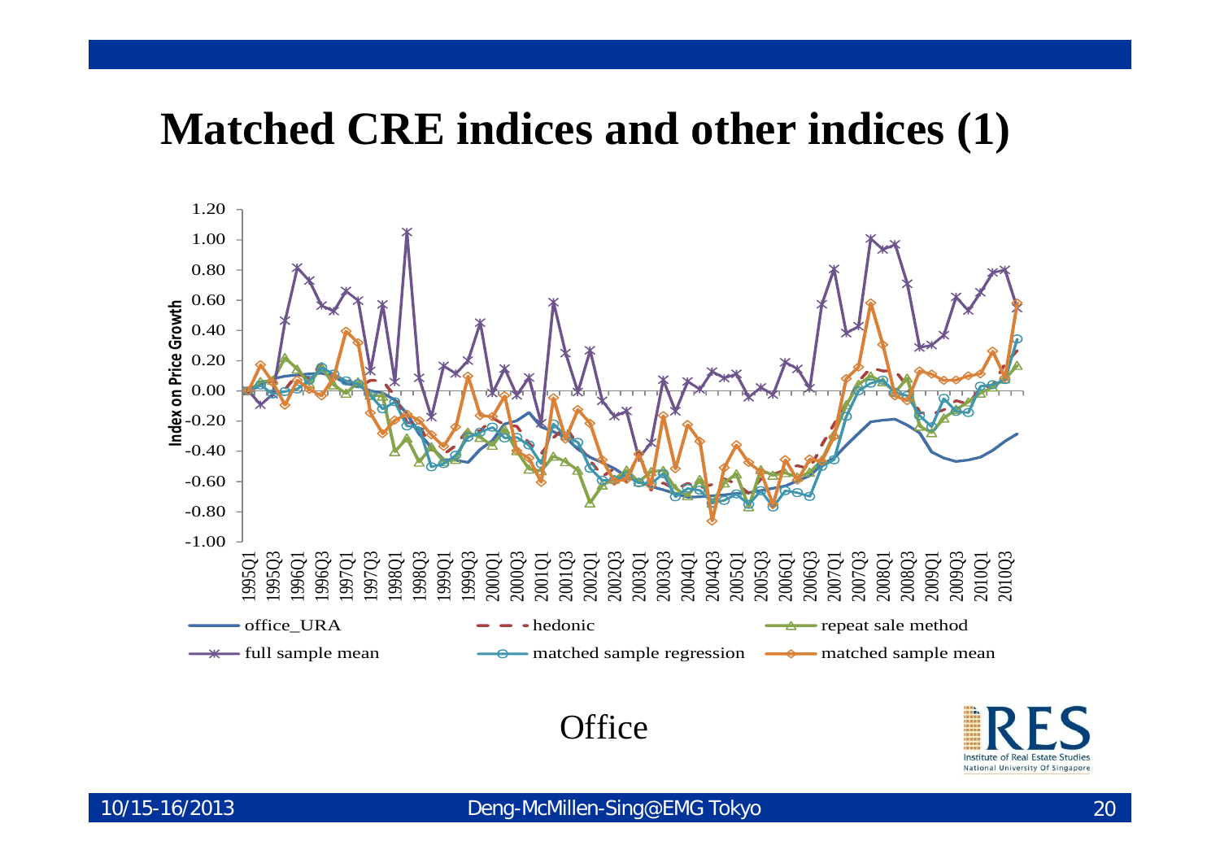# Matched CRE indices and other indices (1)

Office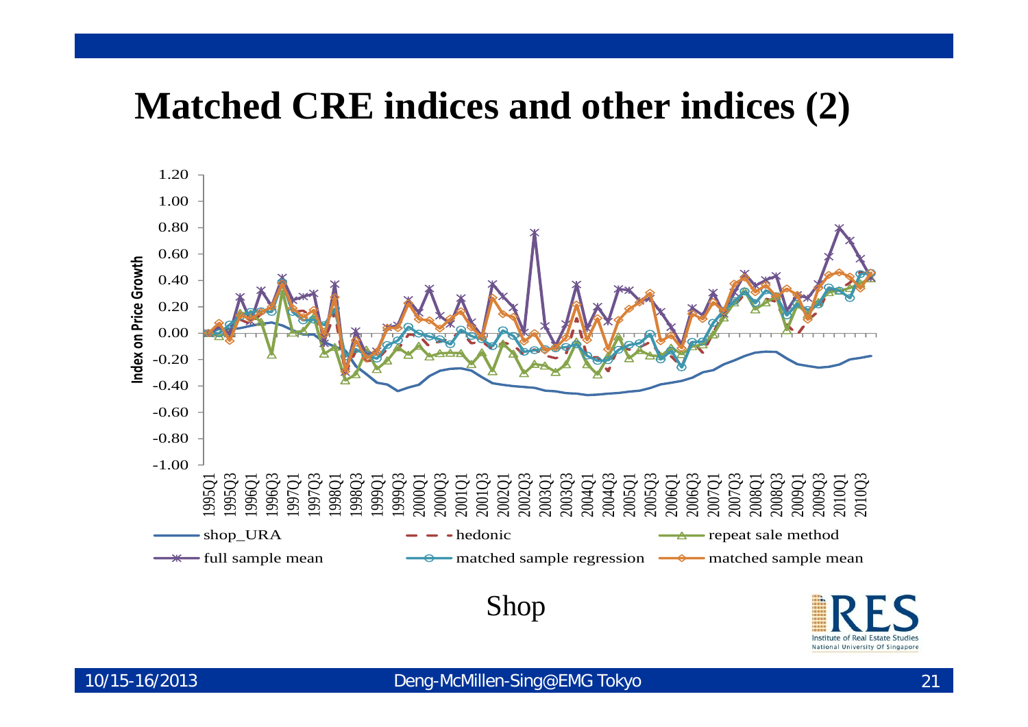# Matched CRE indices and other indices (2)

Index on Price Growth

1.20
1.00
0.80
0.60
0.40
0.20
0.00
-0.20
-0.40
-0.60
-0.80
-1.00

1995Q1 1995Q3 1996Q1 1996Q3 1997Q1 1997Q3 1998Q1 1998Q3 1999Q1 1999Q3 2000Q1 2000Q3 2001Q1 2001Q3 2002Q1 2002Q3 2003Q1 2003Q3 2004Q1 2004Q3 2005Q1 2005Q3 2006Q1 2006Q3 2007Q1 2007Q3 2008Q1 2008Q3 2009Q1 2009Q3 2010Q1 2010Q3

shop_URA — hedonic — repeat sale method — full sample mean — matched sample regression — matched sample mean

Shop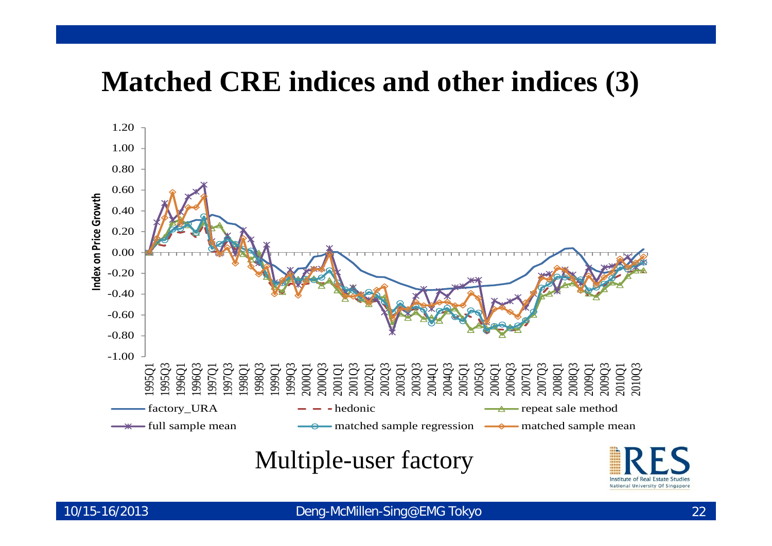# Matched CRE indices and other indices (3)

Index on Price Growth

1.20
1.00
0.80
0.60
0.40
0.20
0.00
-0.20
-0.40
-0.60
-0.80
-1.00

1995Q1 1995Q3 1996Q1 1996Q3 1997Q1 1997Q3 1998Q1 1998Q3 1999Q1 1999Q3 2000Q1 2000Q3 2001Q1 2001Q3 2002Q1 2002Q3 2003Q1 2003Q3 2004Q1 2004Q3 2005Q1 2005Q3 2006Q1 2006Q3 2007Q1 2007Q3 2008Q1 2008Q3 2009Q1 2009Q3 2010Q1 2010Q3

factory_URA — hedonic — repeat sale method — full sample mean — matched sample regression — matched sample mean

Multiple-user factory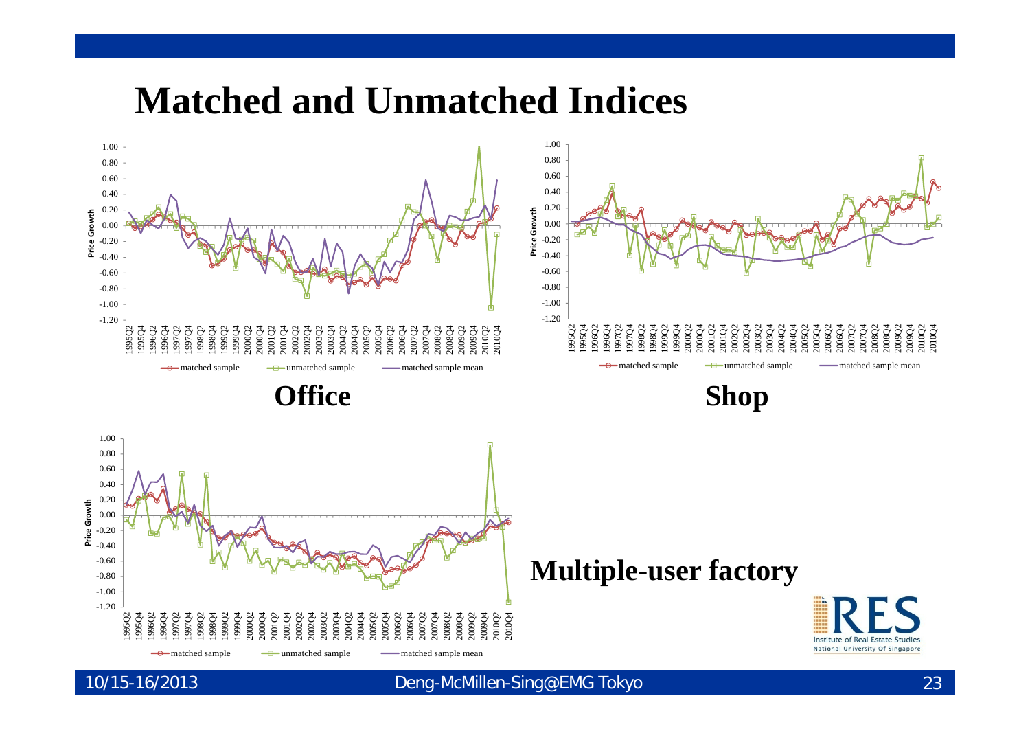# Matched and Unmatched Indices

**Office**

**Shop**

**Multiple-user factory**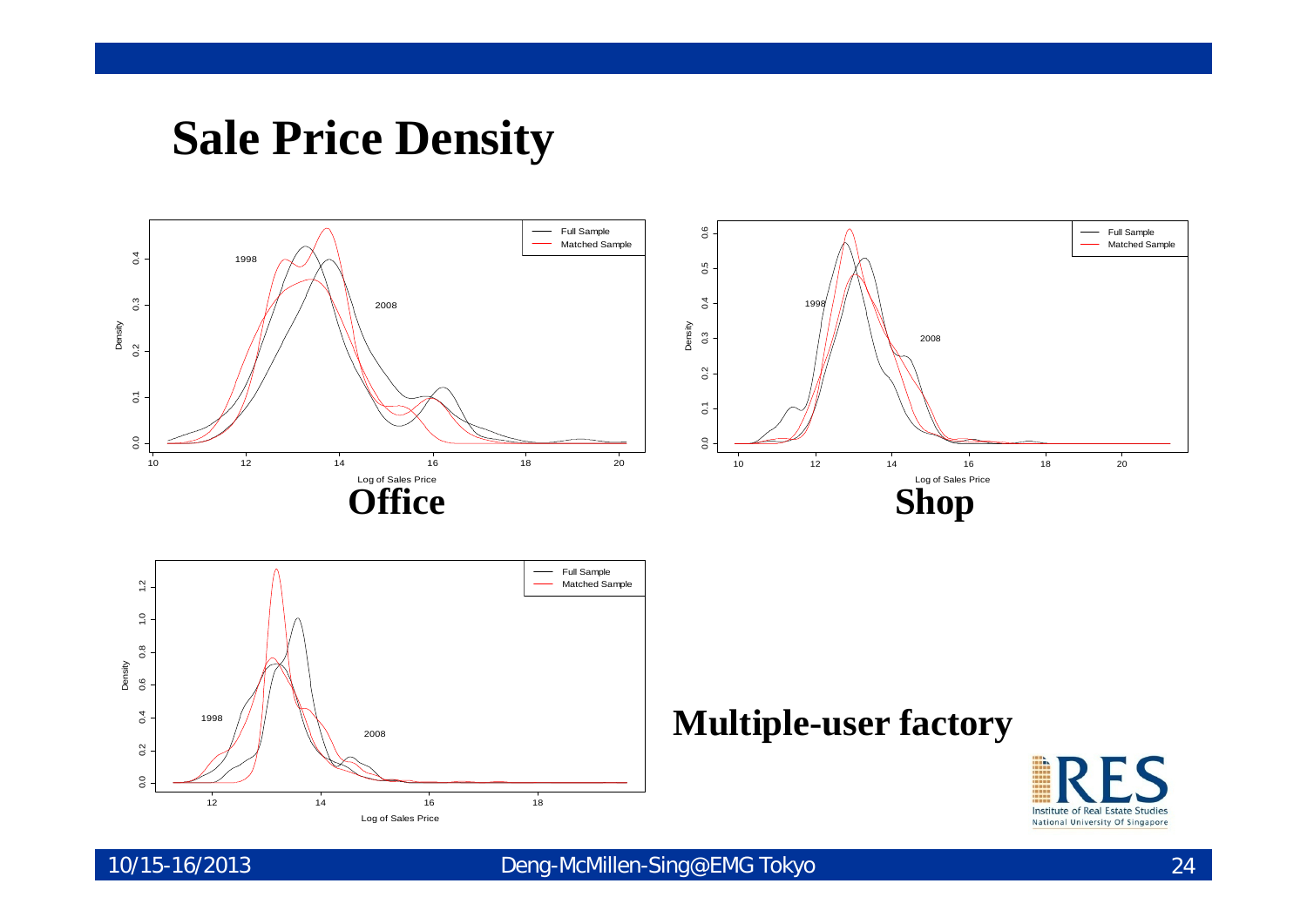# Sale Price Density

**Office**

**Shop**

**Multiple-user factory**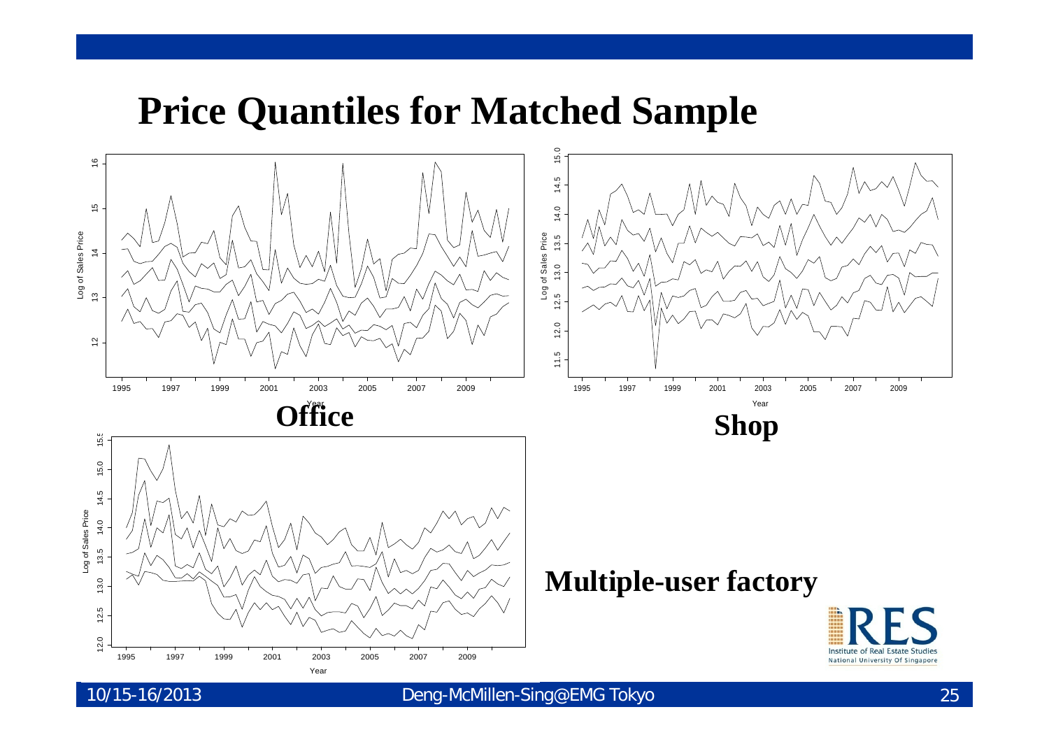# Price Quantiles for Matched Sample

**Office**

**Shop**

**Multiple-user factory**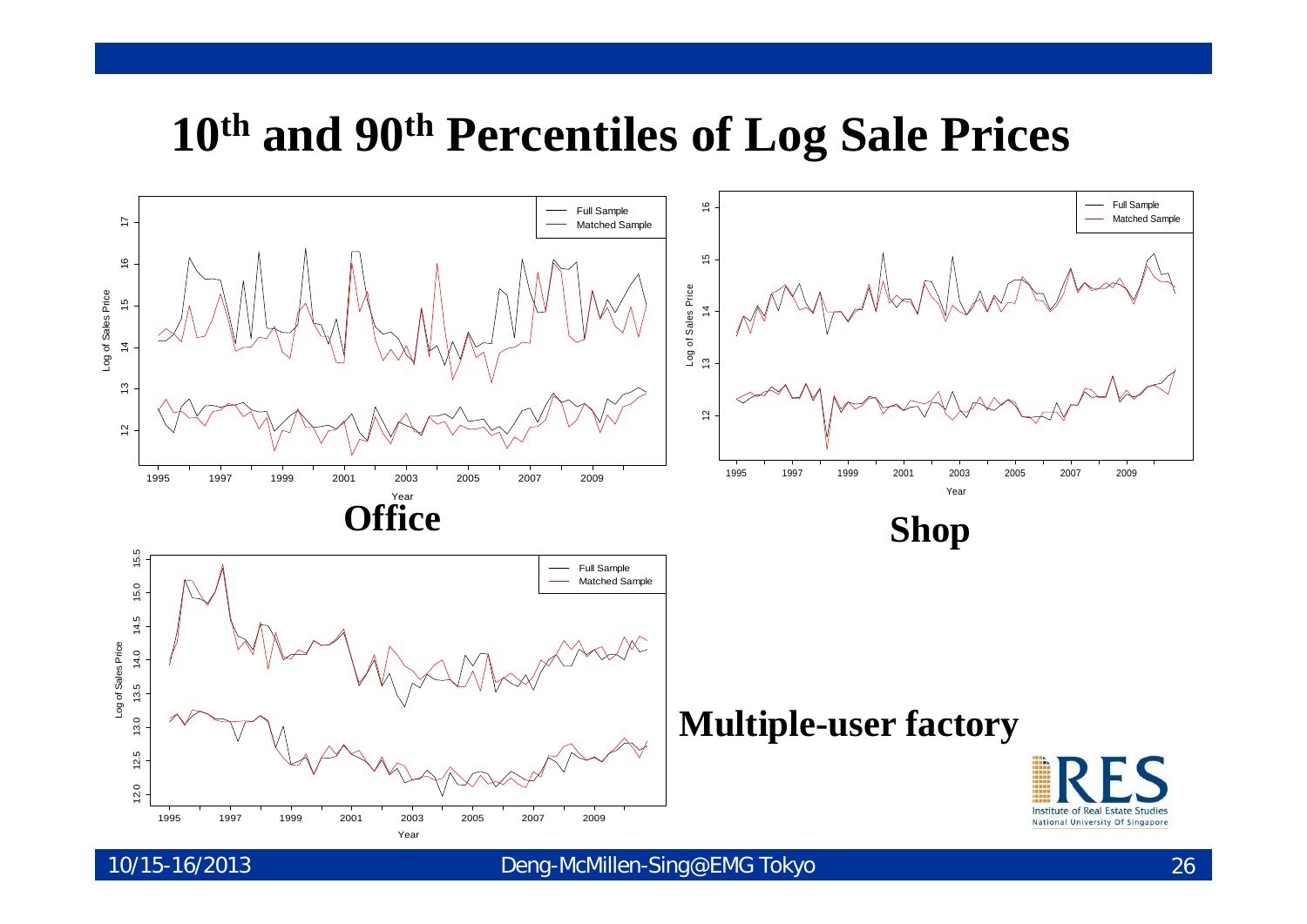# 10th and 90th Percentiles of Log Sale Prices

**Office**

**Shop**

**Multiple-user factory**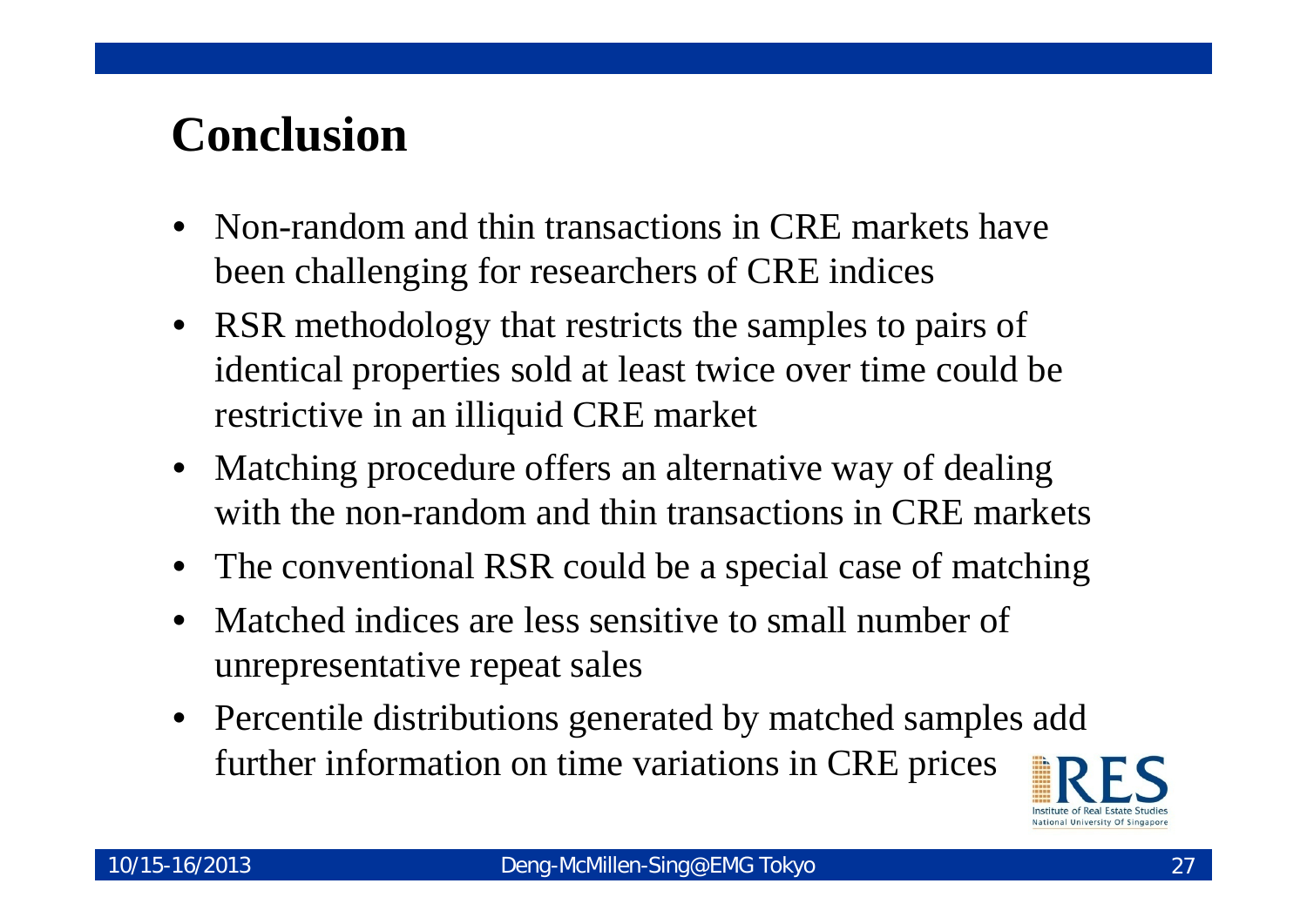# Conclusion

- Non-random and thin transactions in CRE markets have been challenging for researchers of CRE indices
- RSR methodology that restricts the samples to pairs of identical properties sold at least twice over time could be restrictive in an illiquid CRE market
- Matching procedure offers an alternative way of dealing with the non-random and thin transactions in CRE markets
- The conventional RSR could be a special case of matching
- Matched indices are less sensitive to small number of unrepresentative repeat sales
- Percentile distributions generated by matched samples add further information on time variations in CRE prices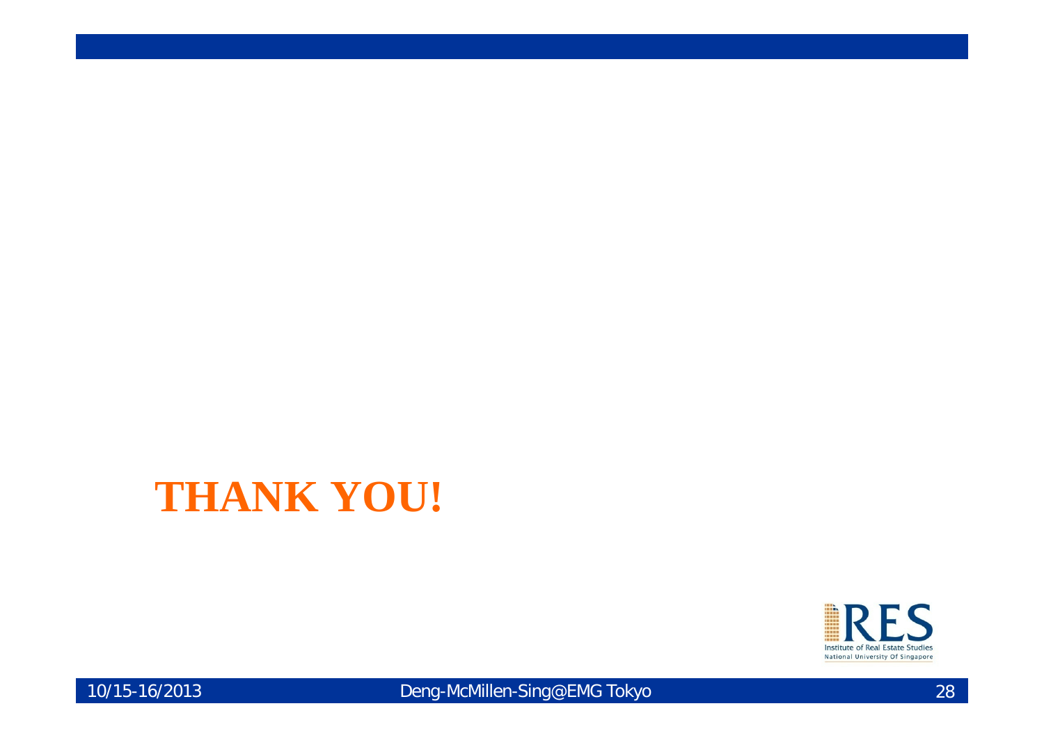# THANK YOU!